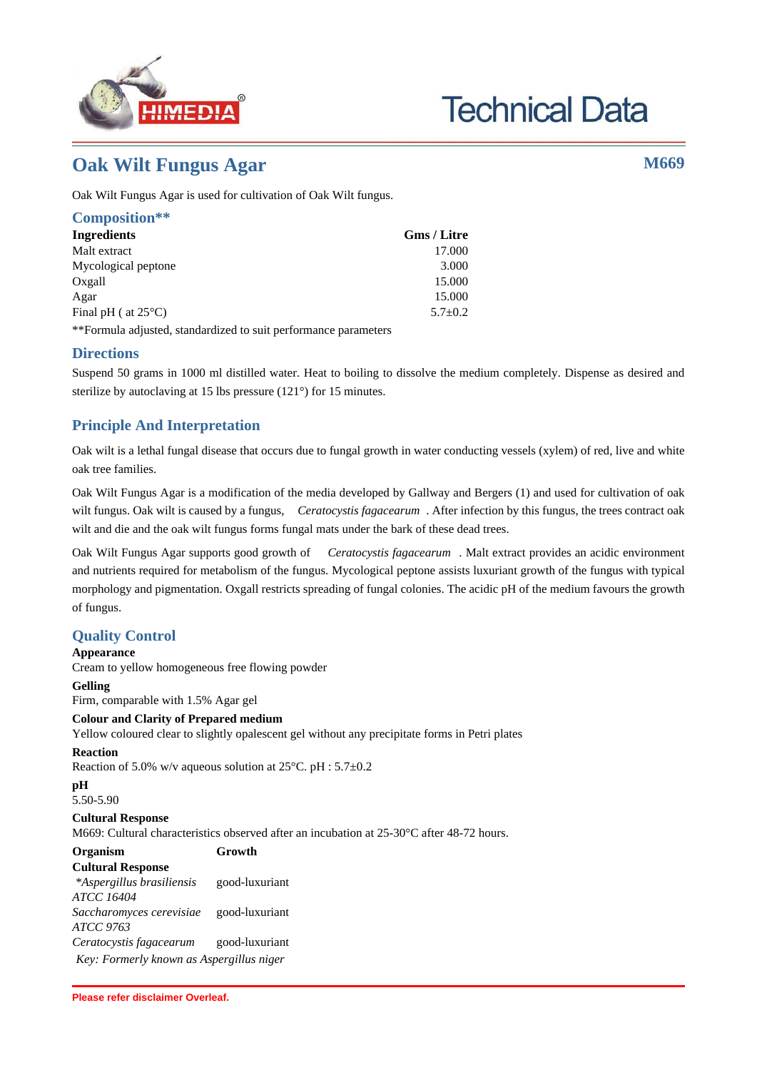# Technical Data

## Oak Wilt Fungus Agar

**M669**

Oak Wilt Fungus Agar is used for cultivation of Oak Wilt fungus.

### Composition**

| Ingredients | Gms / Litre |
|---|---|
| Malt extract | 17.000 |
| Mycological peptone | 3.000 |
| Oxgall | 15.000 |
| Agar | 15.000 |
| Final pH ( at 25°C) | 5.7±0.2 |

**Formula adjusted, standardized to suit performance parameters

### Directions

Suspend 50 grams in 1000 ml distilled water. Heat to boiling to dissolve the medium completely. Dispense as desired and sterilize by autoclaving at 15 lbs pressure (121°) for 15 minutes.

### Principle And Interpretation

Oak wilt is a lethal fungal disease that occurs due to fungal growth in water conducting vessels (xylem) of red, live and white oak tree families.

Oak Wilt Fungus Agar is a modification of the media developed by Gallway and Bergers (1) and used for cultivation of oak wilt fungus. Oak wilt is caused by a fungus, *Ceratocystis fagacearum* . After infection by this fungus, the trees contract oak wilt and die and the oak wilt fungus forms fungal mats under the bark of these dead trees.

Oak Wilt Fungus Agar supports good growth of *Ceratocystis fagacearum* . Malt extract provides an acidic environment and nutrients required for metabolism of the fungus. Mycological peptone assists luxuriant growth of the fungus with typical morphology and pigmentation. Oxgall restricts spreading of fungal colonies. The acidic pH of the medium favours the growth of fungus.

### Quality Control

**Appearance**
Cream to yellow homogeneous free flowing powder

**Gelling**
Firm, comparable with 1.5% Agar gel

**Colour and Clarity of Prepared medium**
Yellow coloured clear to slightly opalescent gel without any precipitate forms in Petri plates

**Reaction**
Reaction of 5.0% w/v aqueous solution at 25°C. pH : 5.7±0.2

**pH**
5.50-5.90

**Cultural Response**
M669: Cultural characteristics observed after an incubation at 25-30°C after 48-72 hours.

| Organism | Growth |
|---|---|
| **Cultural Response** | |
| **Aspergillus brasiliensis* *ATCC 16404* | good-luxuriant |
| *Saccharomyces cerevisiae* *ATCC 9763* | good-luxuriant |
| *Ceratocystis fagacearum* | good-luxuriant |

*Key: Formerly known as Aspergillus niger*

**Please refer disclaimer Overleaf.**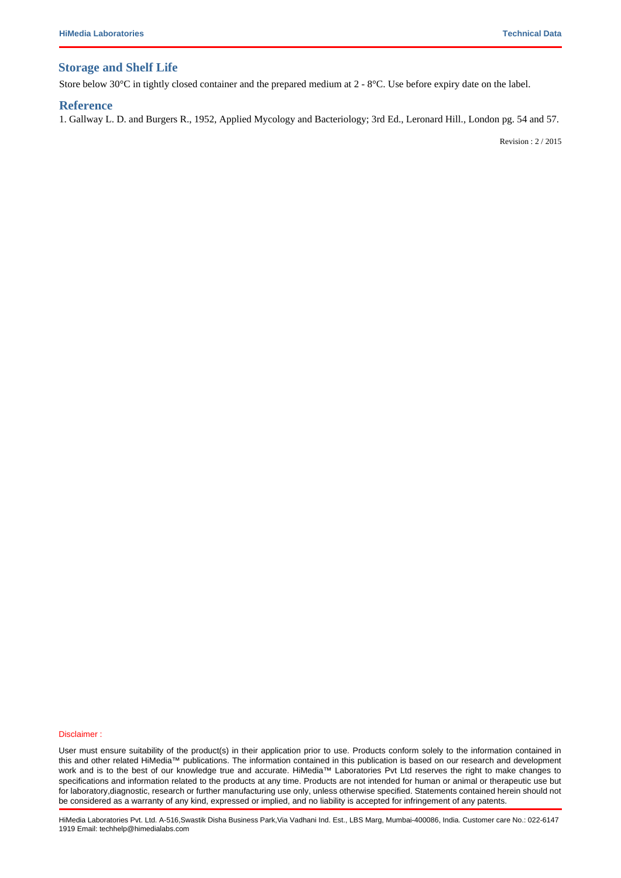## Storage and Shelf Life

Store below 30°C in tightly closed container and the prepared medium at 2 - 8°C. Use before expiry date on the label.

## Reference

1. Gallway L. D. and Burgers R., 1952, Applied Mycology and Bacteriology; 3rd Ed., Leronard Hill., London pg. 54 and 57.

Revision : 2 / 2015

Disclaimer :

User must ensure suitability of the product(s) in their application prior to use. Products conform solely to the information contained in this and other related HiMedia™ publications. The information contained in this publication is based on our research and development work and is to the best of our knowledge true and accurate. HiMedia™ Laboratories Pvt Ltd reserves the right to make changes to specifications and information related to the products at any time. Products are not intended for human or animal or therapeutic use but for laboratory,diagnostic, research or further manufacturing use only, unless otherwise specified. Statements contained herein should not be considered as a warranty of any kind, expressed or implied, and no liability is accepted for infringement of any patents.

HiMedia Laboratories Pvt. Ltd. A-516,Swastik Disha Business Park,Via Vadhani Ind. Est., LBS Marg, Mumbai-400086, India. Customer care No.: 022-6147 1919 Email: techhelp@himedialabs.com